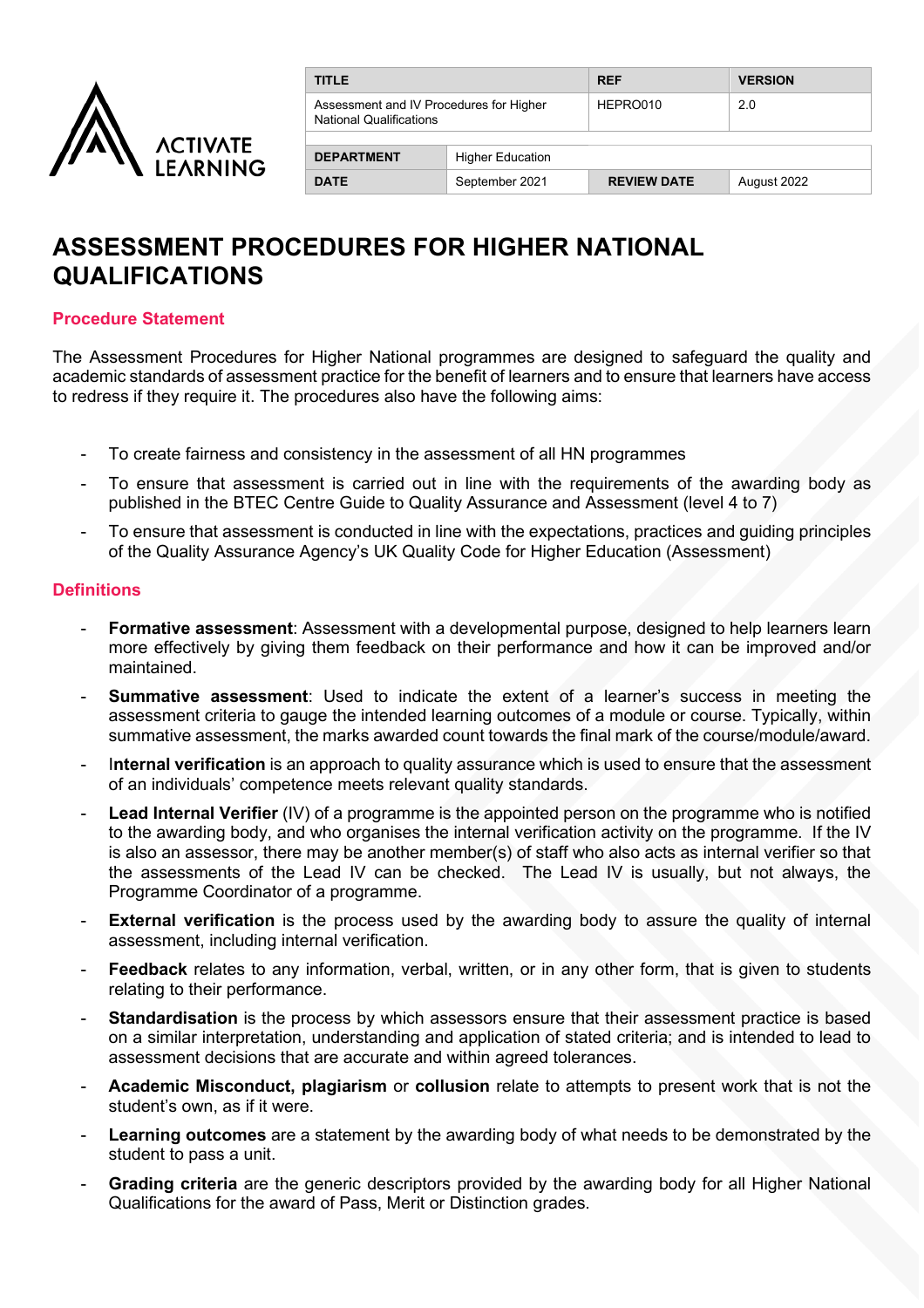| TITLE | | REF | VERSION |
|---|---|---|---|
| Assessment and IV Procedures for Higher National Qualifications | | HEPRO010 | 2.0 |
| DEPARTMENT | Higher Education | | |
| DATE | September 2021 | REVIEW DATE | August 2022 |

# ASSESSMENT PROCEDURES FOR HIGHER NATIONAL QUALIFICATIONS

## Procedure Statement

The Assessment Procedures for Higher National programmes are designed to safeguard the quality and academic standards of assessment practice for the benefit of learners and to ensure that learners have access to redress if they require it. The procedures also have the following aims:

- To create fairness and consistency in the assessment of all HN programmes
- To ensure that assessment is carried out in line with the requirements of the awarding body as published in the BTEC Centre Guide to Quality Assurance and Assessment (level 4 to 7)
- To ensure that assessment is conducted in line with the expectations, practices and guiding principles of the Quality Assurance Agency's UK Quality Code for Higher Education (Assessment)

## Definitions

- **Formative assessment**: Assessment with a developmental purpose, designed to help learners learn more effectively by giving them feedback on their performance and how it can be improved and/or maintained.
- **Summative assessment**: Used to indicate the extent of a learner's success in meeting the assessment criteria to gauge the intended learning outcomes of a module or course. Typically, within summative assessment, the marks awarded count towards the final mark of the course/module/award.
- I**nternal verification** is an approach to quality assurance which is used to ensure that the assessment of an individuals' competence meets relevant quality standards.
- **Lead Internal Verifier** (IV) of a programme is the appointed person on the programme who is notified to the awarding body, and who organises the internal verification activity on the programme. If the IV is also an assessor, there may be another member(s) of staff who also acts as internal verifier so that the assessments of the Lead IV can be checked. The Lead IV is usually, but not always, the Programme Coordinator of a programme.
- **External verification** is the process used by the awarding body to assure the quality of internal assessment, including internal verification.
- **Feedback** relates to any information, verbal, written, or in any other form, that is given to students relating to their performance.
- **Standardisation** is the process by which assessors ensure that their assessment practice is based on a similar interpretation, understanding and application of stated criteria; and is intended to lead to assessment decisions that are accurate and within agreed tolerances.
- **Academic Misconduct, plagiarism** or **collusion** relate to attempts to present work that is not the student's own, as if it were.
- **Learning outcomes** are a statement by the awarding body of what needs to be demonstrated by the student to pass a unit.
- **Grading criteria** are the generic descriptors provided by the awarding body for all Higher National Qualifications for the award of Pass, Merit or Distinction grades.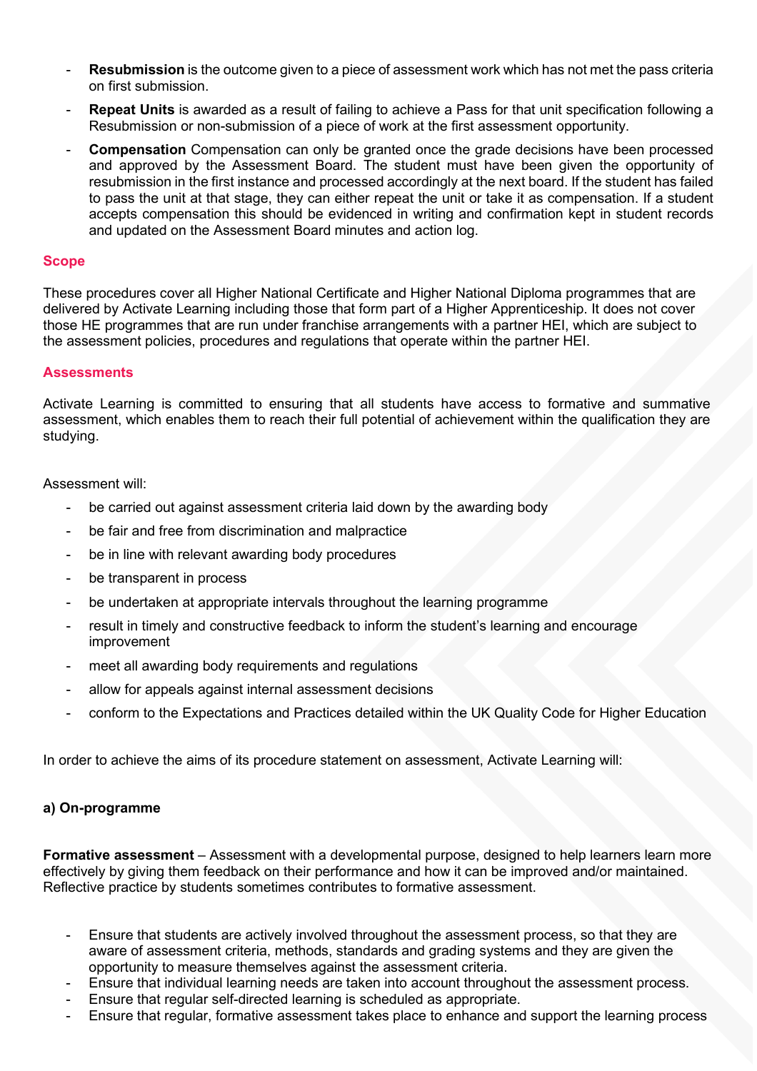- **Resubmission** is the outcome given to a piece of assessment work which has not met the pass criteria on first submission.
- **Repeat Units** is awarded as a result of failing to achieve a Pass for that unit specification following a Resubmission or non-submission of a piece of work at the first assessment opportunity.
- **Compensation** Compensation can only be granted once the grade decisions have been processed and approved by the Assessment Board. The student must have been given the opportunity of resubmission in the first instance and processed accordingly at the next board. If the student has failed to pass the unit at that stage, they can either repeat the unit or take it as compensation. If a student accepts compensation this should be evidenced in writing and confirmation kept in student records and updated on the Assessment Board minutes and action log.

## Scope

These procedures cover all Higher National Certificate and Higher National Diploma programmes that are delivered by Activate Learning including those that form part of a Higher Apprenticeship. It does not cover those HE programmes that are run under franchise arrangements with a partner HEI, which are subject to the assessment policies, procedures and regulations that operate within the partner HEI.

## Assessments

Activate Learning is committed to ensuring that all students have access to formative and summative assessment, which enables them to reach their full potential of achievement within the qualification they are studying.

Assessment will:

- be carried out against assessment criteria laid down by the awarding body
- be fair and free from discrimination and malpractice
- be in line with relevant awarding body procedures
- be transparent in process
- be undertaken at appropriate intervals throughout the learning programme
- result in timely and constructive feedback to inform the student's learning and encourage improvement
- meet all awarding body requirements and regulations
- allow for appeals against internal assessment decisions
- conform to the Expectations and Practices detailed within the UK Quality Code for Higher Education

In order to achieve the aims of its procedure statement on assessment, Activate Learning will:

### a) On-programme

**Formative assessment** – Assessment with a developmental purpose, designed to help learners learn more effectively by giving them feedback on their performance and how it can be improved and/or maintained. Reflective practice by students sometimes contributes to formative assessment.

- Ensure that students are actively involved throughout the assessment process, so that they are aware of assessment criteria, methods, standards and grading systems and they are given the opportunity to measure themselves against the assessment criteria.
- Ensure that individual learning needs are taken into account throughout the assessment process.
- Ensure that regular self-directed learning is scheduled as appropriate.
- Ensure that regular, formative assessment takes place to enhance and support the learning process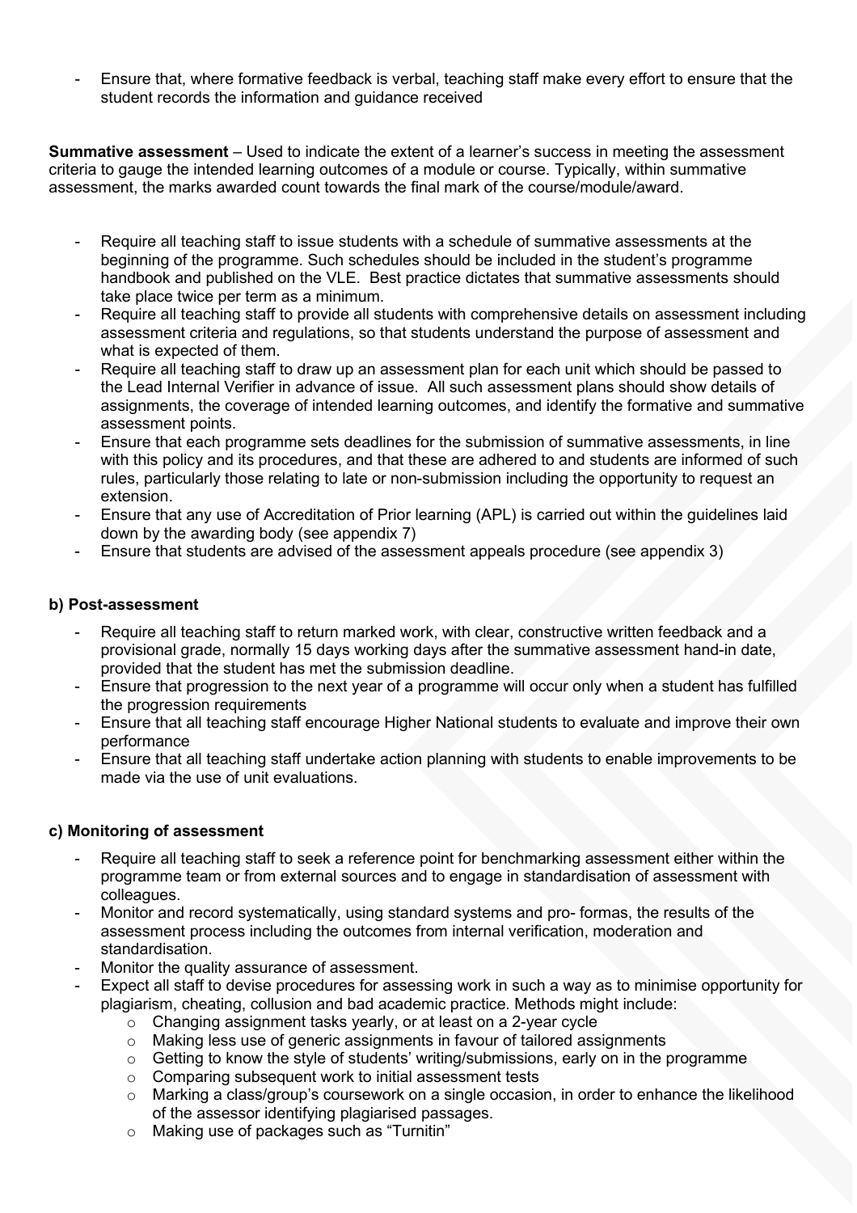- Ensure that, where formative feedback is verbal, teaching staff make every effort to ensure that the student records the information and guidance received

**Summative assessment** – Used to indicate the extent of a learner's success in meeting the assessment criteria to gauge the intended learning outcomes of a module or course. Typically, within summative assessment, the marks awarded count towards the final mark of the course/module/award.

- Require all teaching staff to issue students with a schedule of summative assessments at the beginning of the programme. Such schedules should be included in the student's programme handbook and published on the VLE. Best practice dictates that summative assessments should take place twice per term as a minimum.
- Require all teaching staff to provide all students with comprehensive details on assessment including assessment criteria and regulations, so that students understand the purpose of assessment and what is expected of them.
- Require all teaching staff to draw up an assessment plan for each unit which should be passed to the Lead Internal Verifier in advance of issue. All such assessment plans should show details of assignments, the coverage of intended learning outcomes, and identify the formative and summative assessment points.
- Ensure that each programme sets deadlines for the submission of summative assessments, in line with this policy and its procedures, and that these are adhered to and students are informed of such rules, particularly those relating to late or non-submission including the opportunity to request an extension.
- Ensure that any use of Accreditation of Prior learning (APL) is carried out within the guidelines laid down by the awarding body (see appendix 7)
- Ensure that students are advised of the assessment appeals procedure (see appendix 3)

**b) Post-assessment**

- Require all teaching staff to return marked work, with clear, constructive written feedback and a provisional grade, normally 15 days working days after the summative assessment hand-in date, provided that the student has met the submission deadline.
- Ensure that progression to the next year of a programme will occur only when a student has fulfilled the progression requirements
- Ensure that all teaching staff encourage Higher National students to evaluate and improve their own performance
- Ensure that all teaching staff undertake action planning with students to enable improvements to be made via the use of unit evaluations.

**c) Monitoring of assessment**

- Require all teaching staff to seek a reference point for benchmarking assessment either within the programme team or from external sources and to engage in standardisation of assessment with colleagues.
- Monitor and record systematically, using standard systems and pro- formas, the results of the assessment process including the outcomes from internal verification, moderation and standardisation.
- Monitor the quality assurance of assessment.
- Expect all staff to devise procedures for assessing work in such a way as to minimise opportunity for plagiarism, cheating, collusion and bad academic practice. Methods might include:
  - Changing assignment tasks yearly, or at least on a 2-year cycle
  - Making less use of generic assignments in favour of tailored assignments
  - Getting to know the style of students' writing/submissions, early on in the programme
  - Comparing subsequent work to initial assessment tests
  - Marking a class/group's coursework on a single occasion, in order to enhance the likelihood of the assessor identifying plagiarised passages.
  - Making use of packages such as "Turnitin"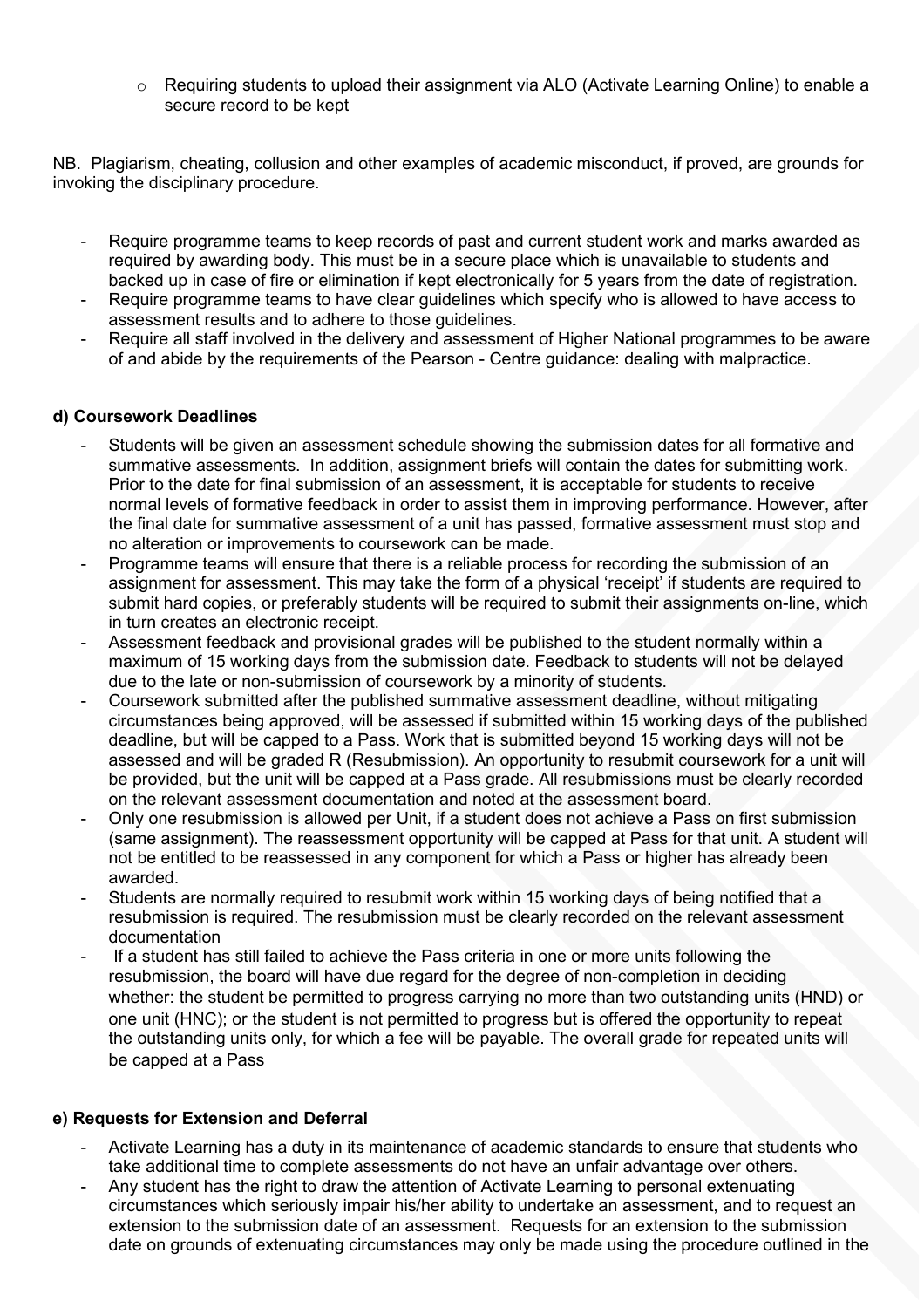- Requiring students to upload their assignment via ALO (Activate Learning Online) to enable a secure record to be kept

NB. Plagiarism, cheating, collusion and other examples of academic misconduct, if proved, are grounds for invoking the disciplinary procedure.

- Require programme teams to keep records of past and current student work and marks awarded as required by awarding body. This must be in a secure place which is unavailable to students and backed up in case of fire or elimination if kept electronically for 5 years from the date of registration.
- Require programme teams to have clear guidelines which specify who is allowed to have access to assessment results and to adhere to those guidelines.
- Require all staff involved in the delivery and assessment of Higher National programmes to be aware of and abide by the requirements of the Pearson - Centre guidance: dealing with malpractice.

**d) Coursework Deadlines**

- Students will be given an assessment schedule showing the submission dates for all formative and summative assessments. In addition, assignment briefs will contain the dates for submitting work. Prior to the date for final submission of an assessment, it is acceptable for students to receive normal levels of formative feedback in order to assist them in improving performance. However, after the final date for summative assessment of a unit has passed, formative assessment must stop and no alteration or improvements to coursework can be made.
- Programme teams will ensure that there is a reliable process for recording the submission of an assignment for assessment. This may take the form of a physical 'receipt' if students are required to submit hard copies, or preferably students will be required to submit their assignments on-line, which in turn creates an electronic receipt.
- Assessment feedback and provisional grades will be published to the student normally within a maximum of 15 working days from the submission date. Feedback to students will not be delayed due to the late or non-submission of coursework by a minority of students.
- Coursework submitted after the published summative assessment deadline, without mitigating circumstances being approved, will be assessed if submitted within 15 working days of the published deadline, but will be capped to a Pass. Work that is submitted beyond 15 working days will not be assessed and will be graded R (Resubmission). An opportunity to resubmit coursework for a unit will be provided, but the unit will be capped at a Pass grade. All resubmissions must be clearly recorded on the relevant assessment documentation and noted at the assessment board.
- Only one resubmission is allowed per Unit, if a student does not achieve a Pass on first submission (same assignment). The reassessment opportunity will be capped at Pass for that unit. A student will not be entitled to be reassessed in any component for which a Pass or higher has already been awarded.
- Students are normally required to resubmit work within 15 working days of being notified that a resubmission is required. The resubmission must be clearly recorded on the relevant assessment documentation
- If a student has still failed to achieve the Pass criteria in one or more units following the resubmission, the board will have due regard for the degree of non-completion in deciding whether: the student be permitted to progress carrying no more than two outstanding units (HND) or one unit (HNC); or the student is not permitted to progress but is offered the opportunity to repeat the outstanding units only, for which a fee will be payable. The overall grade for repeated units will be capped at a Pass

**e) Requests for Extension and Deferral**

- Activate Learning has a duty in its maintenance of academic standards to ensure that students who take additional time to complete assessments do not have an unfair advantage over others.
- Any student has the right to draw the attention of Activate Learning to personal extenuating circumstances which seriously impair his/her ability to undertake an assessment, and to request an extension to the submission date of an assessment. Requests for an extension to the submission date on grounds of extenuating circumstances may only be made using the procedure outlined in the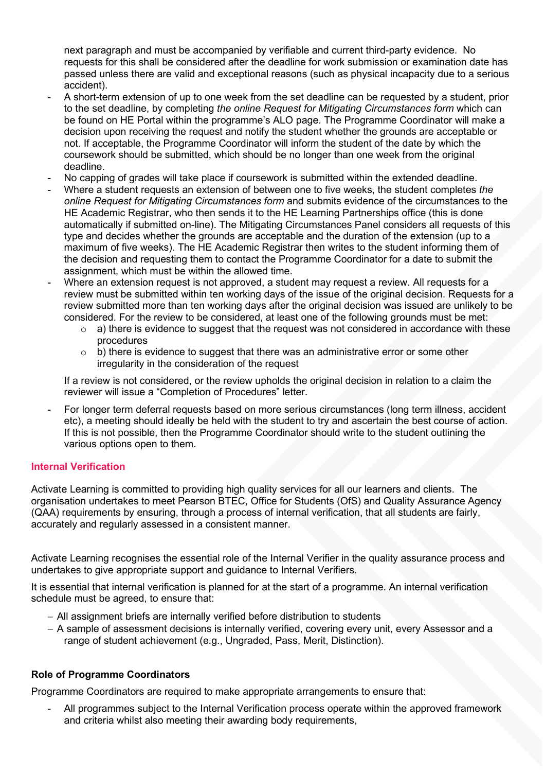next paragraph and must be accompanied by verifiable and current third-party evidence. No requests for this shall be considered after the deadline for work submission or examination date has passed unless there are valid and exceptional reasons (such as physical incapacity due to a serious accident).

- A short-term extension of up to one week from the set deadline can be requested by a student, prior to the set deadline, by completing *the online Request for Mitigating Circumstances form* which can be found on HE Portal within the programme's ALO page. The Programme Coordinator will make a decision upon receiving the request and notify the student whether the grounds are acceptable or not. If acceptable, the Programme Coordinator will inform the student of the date by which the coursework should be submitted, which should be no longer than one week from the original deadline.
- No capping of grades will take place if coursework is submitted within the extended deadline.
- Where a student requests an extension of between one to five weeks, the student completes *the online Request for Mitigating Circumstances form* and submits evidence of the circumstances to the HE Academic Registrar, who then sends it to the HE Learning Partnerships office (this is done automatically if submitted on-line). The Mitigating Circumstances Panel considers all requests of this type and decides whether the grounds are acceptable and the duration of the extension (up to a maximum of five weeks). The HE Academic Registrar then writes to the student informing them of the decision and requesting them to contact the Programme Coordinator for a date to submit the assignment, which must be within the allowed time.
- Where an extension request is not approved, a student may request a review. All requests for a review must be submitted within ten working days of the issue of the original decision. Requests for a review submitted more than ten working days after the original decision was issued are unlikely to be considered. For the review to be considered, at least one of the following grounds must be met:
  - a) there is evidence to suggest that the request was not considered in accordance with these procedures
  - b) there is evidence to suggest that there was an administrative error or some other irregularity in the consideration of the request

  If a review is not considered, or the review upholds the original decision in relation to a claim the reviewer will issue a "Completion of Procedures" letter.
- For longer term deferral requests based on more serious circumstances (long term illness, accident etc), a meeting should ideally be held with the student to try and ascertain the best course of action. If this is not possible, then the Programme Coordinator should write to the student outlining the various options open to them.

## Internal Verification

Activate Learning is committed to providing high quality services for all our learners and clients. The organisation undertakes to meet Pearson BTEC, Office for Students (OfS) and Quality Assurance Agency (QAA) requirements by ensuring, through a process of internal verification, that all students are fairly, accurately and regularly assessed in a consistent manner.

Activate Learning recognises the essential role of the Internal Verifier in the quality assurance process and undertakes to give appropriate support and guidance to Internal Verifiers.

It is essential that internal verification is planned for at the start of a programme. An internal verification schedule must be agreed, to ensure that:

- All assignment briefs are internally verified before distribution to students
- A sample of assessment decisions is internally verified, covering every unit, every Assessor and a range of student achievement (e.g., Ungraded, Pass, Merit, Distinction).

### Role of Programme Coordinators

Programme Coordinators are required to make appropriate arrangements to ensure that:

- All programmes subject to the Internal Verification process operate within the approved framework and criteria whilst also meeting their awarding body requirements,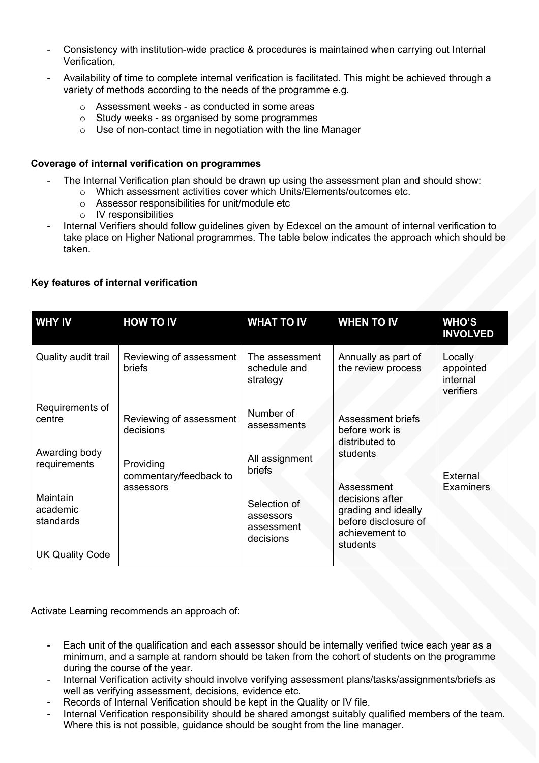- Consistency with institution-wide practice & procedures is maintained when carrying out Internal Verification,
- Availability of time to complete internal verification is facilitated. This might be achieved through a variety of methods according to the needs of the programme e.g.
  - Assessment weeks - as conducted in some areas
  - Study weeks - as organised by some programmes
  - Use of non-contact time in negotiation with the line Manager

**Coverage of internal verification on programmes**

- The Internal Verification plan should be drawn up using the assessment plan and should show:
  - Which assessment activities cover which Units/Elements/outcomes etc.
  - Assessor responsibilities for unit/module etc
  - IV responsibilities
- Internal Verifiers should follow guidelines given by Edexcel on the amount of internal verification to take place on Higher National programmes. The table below indicates the approach which should be taken.

**Key features of internal verification**

| WHY IV | HOW TO IV | WHAT TO IV | WHEN TO IV | WHO'S INVOLVED |
|---|---|---|---|---|
| Quality audit trail<br><br>Requirements of centre<br><br>Awarding body requirements<br><br>Maintain academic standards<br><br>UK Quality Code | Reviewing of assessment briefs<br><br>Reviewing of assessment decisions<br><br>Providing commentary/feedback to assessors | The assessment schedule and strategy<br><br>Number of assessments<br><br>All assignment briefs<br><br>Selection of assessors assessment decisions | Annually as part of the review process<br><br>Assessment briefs before work is distributed to students<br><br>Assessment decisions after grading and ideally before disclosure of achievement to students | Locally appointed internal verifiers<br><br>External Examiners |

Activate Learning recommends an approach of:

- Each unit of the qualification and each assessor should be internally verified twice each year as a minimum, and a sample at random should be taken from the cohort of students on the programme during the course of the year.
- Internal Verification activity should involve verifying assessment plans/tasks/assignments/briefs as well as verifying assessment, decisions, evidence etc.
- Records of Internal Verification should be kept in the Quality or IV file.
- Internal Verification responsibility should be shared amongst suitably qualified members of the team. Where this is not possible, guidance should be sought from the line manager.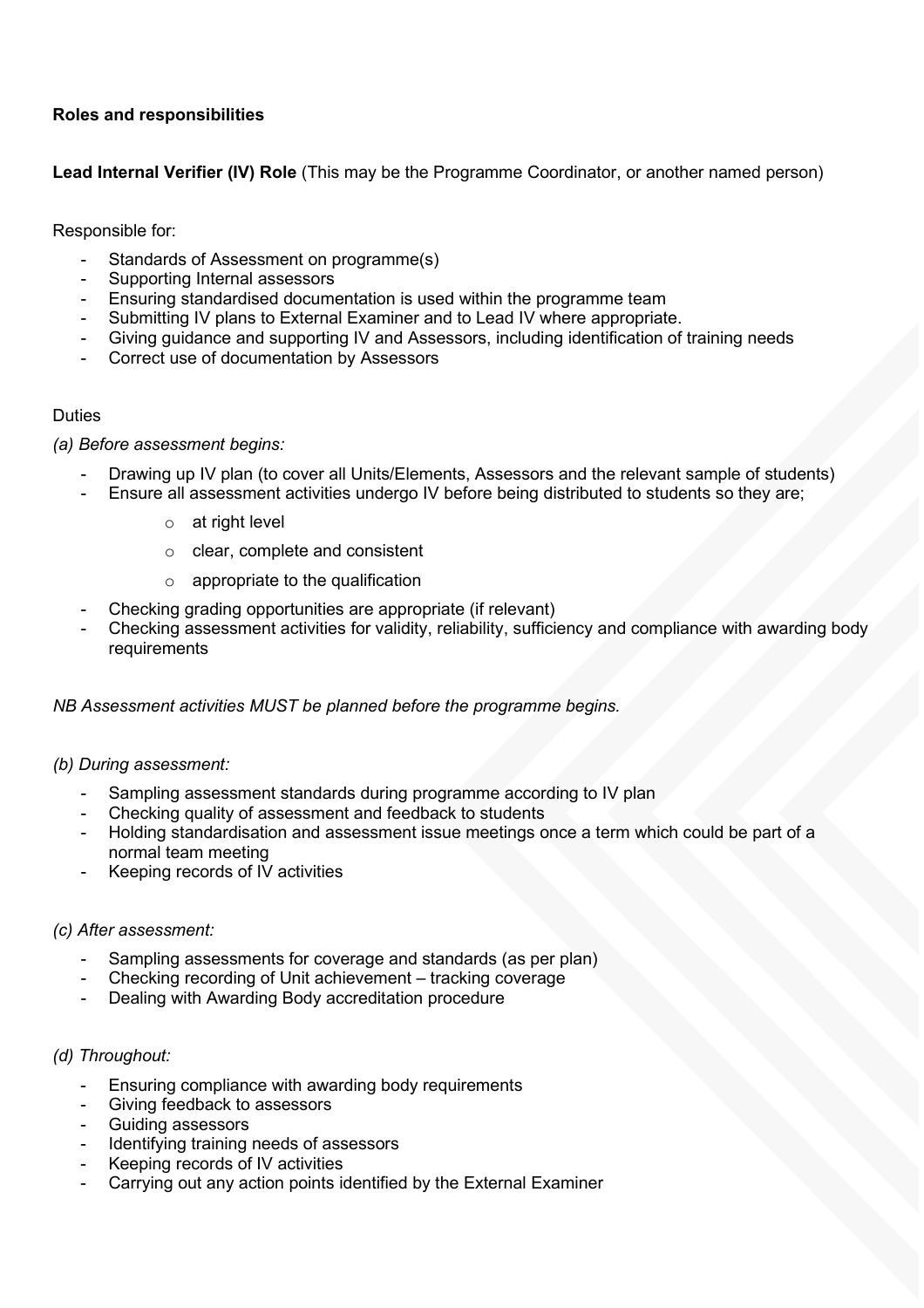**Roles and responsibilities**

**Lead Internal Verifier (IV) Role** (This may be the Programme Coordinator, or another named person)

Responsible for:

- Standards of Assessment on programme(s)
- Supporting Internal assessors
- Ensuring standardised documentation is used within the programme team
- Submitting IV plans to External Examiner and to Lead IV where appropriate.
- Giving guidance and supporting IV and Assessors, including identification of training needs
- Correct use of documentation by Assessors

Duties

*(a) Before assessment begins:*

- Drawing up IV plan (to cover all Units/Elements, Assessors and the relevant sample of students)
- Ensure all assessment activities undergo IV before being distributed to students so they are;
    - at right level
    - clear, complete and consistent
    - appropriate to the qualification
- Checking grading opportunities are appropriate (if relevant)
- Checking assessment activities for validity, reliability, sufficiency and compliance with awarding body requirements

*NB Assessment activities MUST be planned before the programme begins.*

*(b) During assessment:*

- Sampling assessment standards during programme according to IV plan
- Checking quality of assessment and feedback to students
- Holding standardisation and assessment issue meetings once a term which could be part of a normal team meeting
- Keeping records of IV activities

*(c) After assessment:*

- Sampling assessments for coverage and standards (as per plan)
- Checking recording of Unit achievement – tracking coverage
- Dealing with Awarding Body accreditation procedure

*(d) Throughout:*

- Ensuring compliance with awarding body requirements
- Giving feedback to assessors
- Guiding assessors
- Identifying training needs of assessors
- Keeping records of IV activities
- Carrying out any action points identified by the External Examiner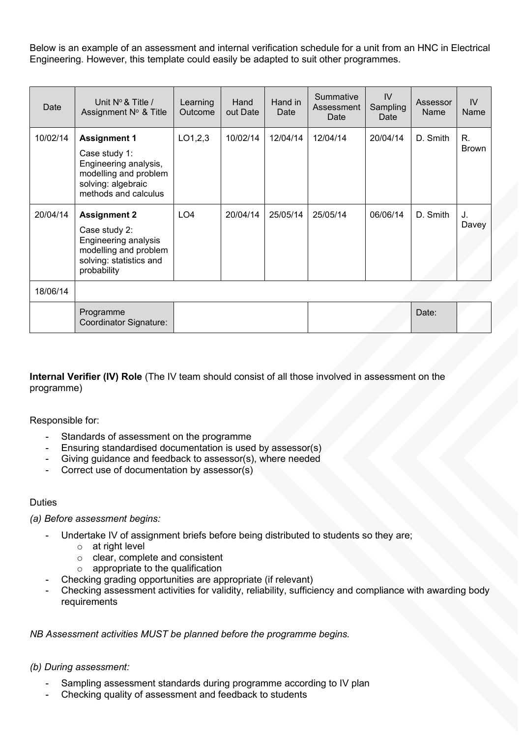Below is an example of an assessment and internal verification schedule for a unit from an HNC in Electrical Engineering. However, this template could easily be adapted to suit other programmes.

| Date | Unit Nº & Title / Assignment Nº & Title | Learning Outcome | Hand out Date | Hand in Date | Summative Assessment Date | IV Sampling Date | Assessor Name | IV Name |
|---|---|---|---|---|---|---|---|---|
| 10/02/14 | **Assignment 1** Case study 1: Engineering analysis, modelling and problem solving: algebraic methods and calculus | LO1,2,3 | 10/02/14 | 12/04/14 | 12/04/14 | 20/04/14 | D. Smith | R. Brown |
| 20/04/14 | **Assignment 2** Case study 2: Engineering analysis modelling and problem solving: statistics and probability | LO4 | 20/04/14 | 25/05/14 | 25/05/14 | 06/06/14 | D. Smith | J. Davey |
| 18/06/14 | | | | | | | | |
| | Programme Coordinator Signature: | | | | | | Date: | |

**Internal Verifier (IV) Role** (The IV team should consist of all those involved in assessment on the programme)

Responsible for:

- Standards of assessment on the programme
- Ensuring standardised documentation is used by assessor(s)
- Giving guidance and feedback to assessor(s), where needed
- Correct use of documentation by assessor(s)

Duties

*(a) Before assessment begins:*

- Undertake IV of assignment briefs before being distributed to students so they are;
  - at right level
  - clear, complete and consistent
  - appropriate to the qualification
- Checking grading opportunities are appropriate (if relevant)
- Checking assessment activities for validity, reliability, sufficiency and compliance with awarding body requirements

*NB Assessment activities MUST be planned before the programme begins.*

*(b) During assessment:*

- Sampling assessment standards during programme according to IV plan
- Checking quality of assessment and feedback to students